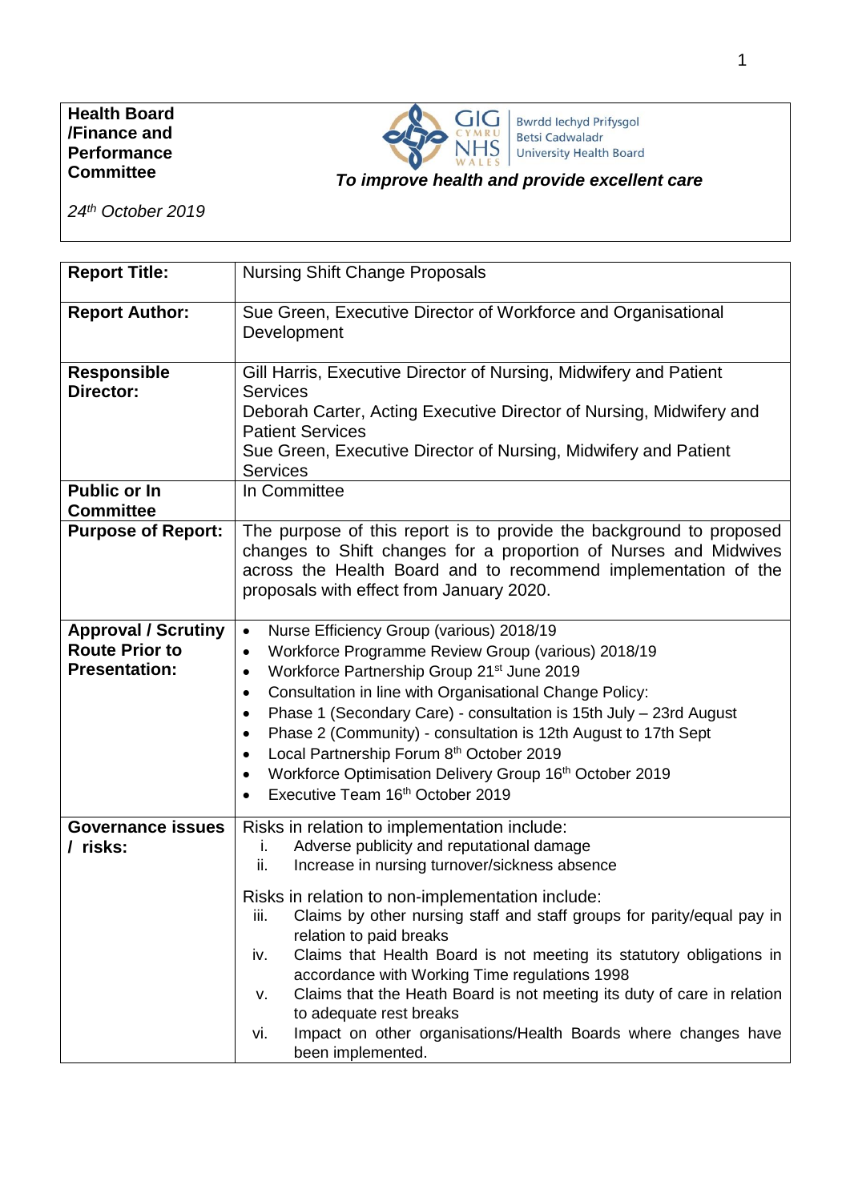| **Health Board /Finance and Performance Committee** | **To improve health and provide excellent care** |
|---|---|
| *24th October 2019* | |

| | |
|---|---|
| **Report Title:** | Nursing Shift Change Proposals |
| **Report Author:** | Sue Green, Executive Director of Workforce and Organisational Development |
| **Responsible Director:** | Gill Harris, Executive Director of Nursing, Midwifery and Patient Services<br>Deborah Carter, Acting Executive Director of Nursing, Midwifery and Patient Services<br>Sue Green, Executive Director of Nursing, Midwifery and Patient Services |
| **Public or In Committee** | In Committee |
| **Purpose of Report:** | The purpose of this report is to provide the background to proposed changes to Shift changes for a proportion of Nurses and Midwives across the Health Board and to recommend implementation of the proposals with effect from January 2020. |
| **Approval / Scrutiny Route Prior to Presentation:** | • Nurse Efficiency Group (various) 2018/19<br>• Workforce Programme Review Group (various) 2018/19<br>• Workforce Partnership Group 21st June 2019<br>• Consultation in line with Organisational Change Policy:<br>• Phase 1 (Secondary Care) - consultation is 15th July – 23rd August<br>• Phase 2 (Community) - consultation is 12th August to 17th Sept<br>• Local Partnership Forum 8th October 2019<br>• Workforce Optimisation Delivery Group 16th October 2019<br>• Executive Team 16th October 2019 |
| **Governance issues / risks:** | Risks in relation to implementation include:<br>i. Adverse publicity and reputational damage<br>ii. Increase in nursing turnover/sickness absence<br><br>Risks in relation to non-implementation include:<br>iii. Claims by other nursing staff and staff groups for parity/equal pay in relation to paid breaks<br>iv. Claims that Health Board is not meeting its statutory obligations in accordance with Working Time regulations 1998<br>v. Claims that the Heath Board is not meeting its duty of care in relation to adequate rest breaks<br>vi. Impact on other organisations/Health Boards where changes have been implemented. |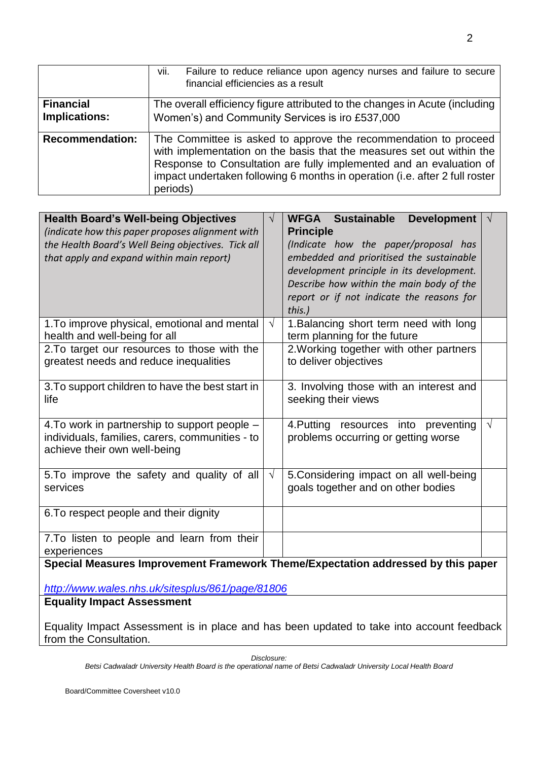| | |
|---|---|
| | vii. Failure to reduce reliance upon agency nurses and failure to secure financial efficiencies as a result |
| **Financial Implications:** | The overall efficiency figure attributed to the changes in Acute (including Women's) and Community Services is iro £537,000 |
| **Recommendation:** | The Committee is asked to approve the recommendation to proceed with implementation on the basis that the measures set out within the Response to Consultation are fully implemented and an evaluation of impact undertaken following 6 months in operation (i.e. after 2 full roster periods) |

| **Health Board's Well-being Objectives** *(indicate how this paper proposes alignment with the Health Board's Well Being objectives. Tick all that apply and expand within main report)* | √ | **WFGA Sustainable Development Principle** *(Indicate how the paper/proposal has embedded and prioritised the sustainable development principle in its development. Describe how within the main body of the report or if not indicate the reasons for this.)* | √ |
|---|---|---|---|
| 1.To improve physical, emotional and mental health and well-being for all | √ | 1.Balancing short term need with long term planning for the future | |
| 2.To target our resources to those with the greatest needs and reduce inequalities | | 2.Working together with other partners to deliver objectives | |
| 3.To support children to have the best start in life | | 3. Involving those with an interest and seeking their views | |
| 4.To work in partnership to support people – individuals, families, carers, communities - to achieve their own well-being | | 4.Putting resources into preventing problems occurring or getting worse | √ |
| 5.To improve the safety and quality of all services | √ | 5.Considering impact on all well-being goals together and on other bodies | |
| 6.To respect people and their dignity | | | |
| 7.To listen to people and learn from their experiences | | | |

**Special Measures Improvement Framework Theme/Expectation addressed by this paper**

*http://www.wales.nhs.uk/sitesplus/861/page/81806*

**Equality Impact Assessment**

Equality Impact Assessment is in place and has been updated to take into account feedback from the Consultation.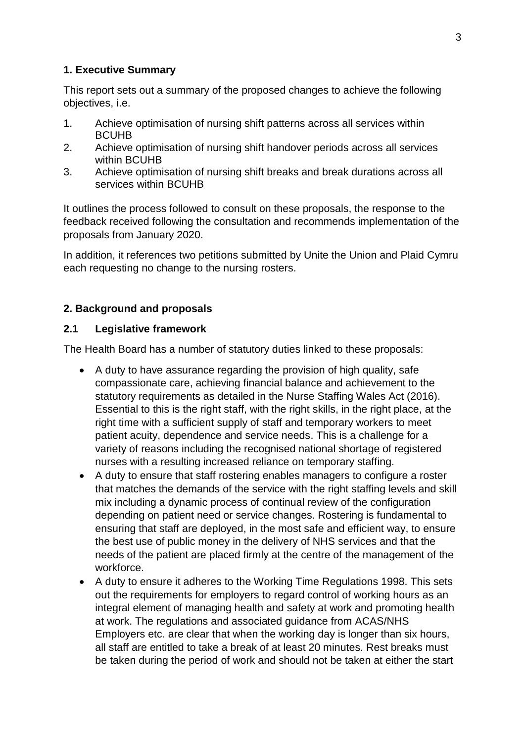## 1. Executive Summary

This report sets out a summary of the proposed changes to achieve the following objectives, i.e.

1. Achieve optimisation of nursing shift patterns across all services within BCUHB
2. Achieve optimisation of nursing shift handover periods across all services within BCUHB
3. Achieve optimisation of nursing shift breaks and break durations across all services within BCUHB

It outlines the process followed to consult on these proposals, the response to the feedback received following the consultation and recommends implementation of the proposals from January 2020.

In addition, it references two petitions submitted by Unite the Union and Plaid Cymru each requesting no change to the nursing rosters.

## 2. Background and proposals

### 2.1 Legislative framework

The Health Board has a number of statutory duties linked to these proposals:

- A duty to have assurance regarding the provision of high quality, safe compassionate care, achieving financial balance and achievement to the statutory requirements as detailed in the Nurse Staffing Wales Act (2016). Essential to this is the right staff, with the right skills, in the right place, at the right time with a sufficient supply of staff and temporary workers to meet patient acuity, dependence and service needs. This is a challenge for a variety of reasons including the recognised national shortage of registered nurses with a resulting increased reliance on temporary staffing.
- A duty to ensure that staff rostering enables managers to configure a roster that matches the demands of the service with the right staffing levels and skill mix including a dynamic process of continual review of the configuration depending on patient need or service changes. Rostering is fundamental to ensuring that staff are deployed, in the most safe and efficient way, to ensure the best use of public money in the delivery of NHS services and that the needs of the patient are placed firmly at the centre of the management of the workforce.
- A duty to ensure it adheres to the Working Time Regulations 1998. This sets out the requirements for employers to regard control of working hours as an integral element of managing health and safety at work and promoting health at work. The regulations and associated guidance from ACAS/NHS Employers etc. are clear that when the working day is longer than six hours, all staff are entitled to take a break of at least 20 minutes. Rest breaks must be taken during the period of work and should not be taken at either the start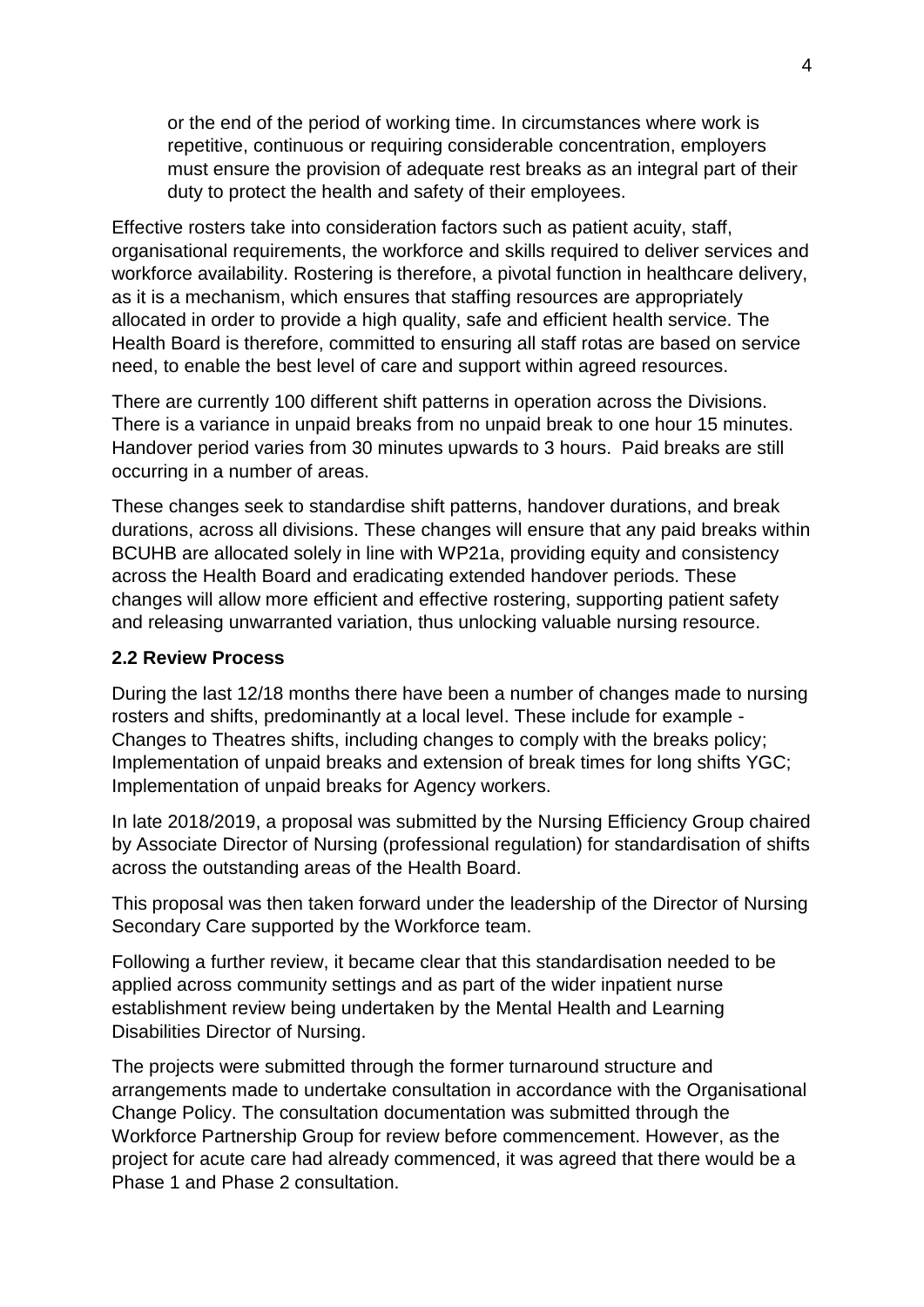> or the end of the period of working time. In circumstances where work is repetitive, continuous or requiring considerable concentration, employers must ensure the provision of adequate rest breaks as an integral part of their duty to protect the health and safety of their employees.

Effective rosters take into consideration factors such as patient acuity, staff, organisational requirements, the workforce and skills required to deliver services and workforce availability. Rostering is therefore, a pivotal function in healthcare delivery, as it is a mechanism, which ensures that staffing resources are appropriately allocated in order to provide a high quality, safe and efficient health service. The Health Board is therefore, committed to ensuring all staff rotas are based on service need, to enable the best level of care and support within agreed resources.

There are currently 100 different shift patterns in operation across the Divisions. There is a variance in unpaid breaks from no unpaid break to one hour 15 minutes. Handover period varies from 30 minutes upwards to 3 hours. Paid breaks are still occurring in a number of areas.

These changes seek to standardise shift patterns, handover durations, and break durations, across all divisions. These changes will ensure that any paid breaks within BCUHB are allocated solely in line with WP21a, providing equity and consistency across the Health Board and eradicating extended handover periods. These changes will allow more efficient and effective rostering, supporting patient safety and releasing unwarranted variation, thus unlocking valuable nursing resource.

### 2.2 Review Process

During the last 12/18 months there have been a number of changes made to nursing rosters and shifts, predominantly at a local level. These include for example - Changes to Theatres shifts, including changes to comply with the breaks policy; Implementation of unpaid breaks and extension of break times for long shifts YGC; Implementation of unpaid breaks for Agency workers.

In late 2018/2019, a proposal was submitted by the Nursing Efficiency Group chaired by Associate Director of Nursing (professional regulation) for standardisation of shifts across the outstanding areas of the Health Board.

This proposal was then taken forward under the leadership of the Director of Nursing Secondary Care supported by the Workforce team.

Following a further review, it became clear that this standardisation needed to be applied across community settings and as part of the wider inpatient nurse establishment review being undertaken by the Mental Health and Learning Disabilities Director of Nursing.

The projects were submitted through the former turnaround structure and arrangements made to undertake consultation in accordance with the Organisational Change Policy. The consultation documentation was submitted through the Workforce Partnership Group for review before commencement. However, as the project for acute care had already commenced, it was agreed that there would be a Phase 1 and Phase 2 consultation.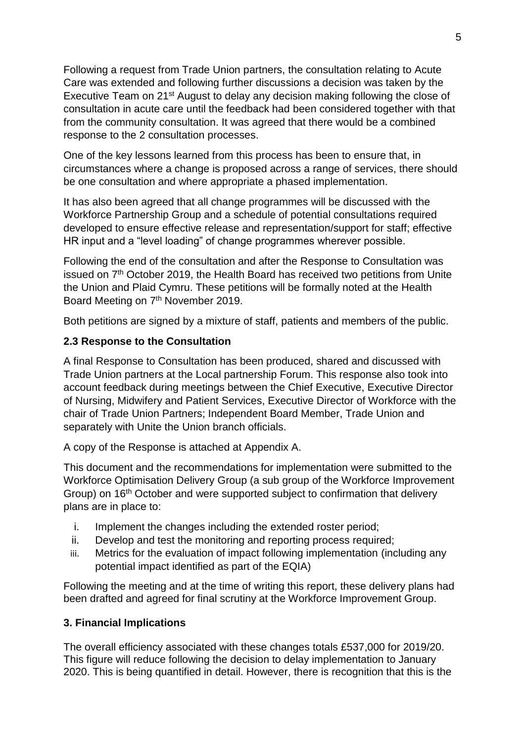Following a request from Trade Union partners, the consultation relating to Acute Care was extended and following further discussions a decision was taken by the Executive Team on 21st August to delay any decision making following the close of consultation in acute care until the feedback had been considered together with that from the community consultation. It was agreed that there would be a combined response to the 2 consultation processes.

One of the key lessons learned from this process has been to ensure that, in circumstances where a change is proposed across a range of services, there should be one consultation and where appropriate a phased implementation.

It has also been agreed that all change programmes will be discussed with the Workforce Partnership Group and a schedule of potential consultations required developed to ensure effective release and representation/support for staff; effective HR input and a "level loading" of change programmes wherever possible.

Following the end of the consultation and after the Response to Consultation was issued on 7th October 2019, the Health Board has received two petitions from Unite the Union and Plaid Cymru. These petitions will be formally noted at the Health Board Meeting on 7th November 2019.

Both petitions are signed by a mixture of staff, patients and members of the public.

### 2.3 Response to the Consultation

A final Response to Consultation has been produced, shared and discussed with Trade Union partners at the Local partnership Forum. This response also took into account feedback during meetings between the Chief Executive, Executive Director of Nursing, Midwifery and Patient Services, Executive Director of Workforce with the chair of Trade Union Partners; Independent Board Member, Trade Union and separately with Unite the Union branch officials.

A copy of the Response is attached at Appendix A.

This document and the recommendations for implementation were submitted to the Workforce Optimisation Delivery Group (a sub group of the Workforce Improvement Group) on 16th October and were supported subject to confirmation that delivery plans are in place to:

i. Implement the changes including the extended roster period;
ii. Develop and test the monitoring and reporting process required;
iii. Metrics for the evaluation of impact following implementation (including any potential impact identified as part of the EQIA)

Following the meeting and at the time of writing this report, these delivery plans had been drafted and agreed for final scrutiny at the Workforce Improvement Group.

### 3. Financial Implications

The overall efficiency associated with these changes totals £537,000 for 2019/20. This figure will reduce following the decision to delay implementation to January 2020. This is being quantified in detail. However, there is recognition that this is the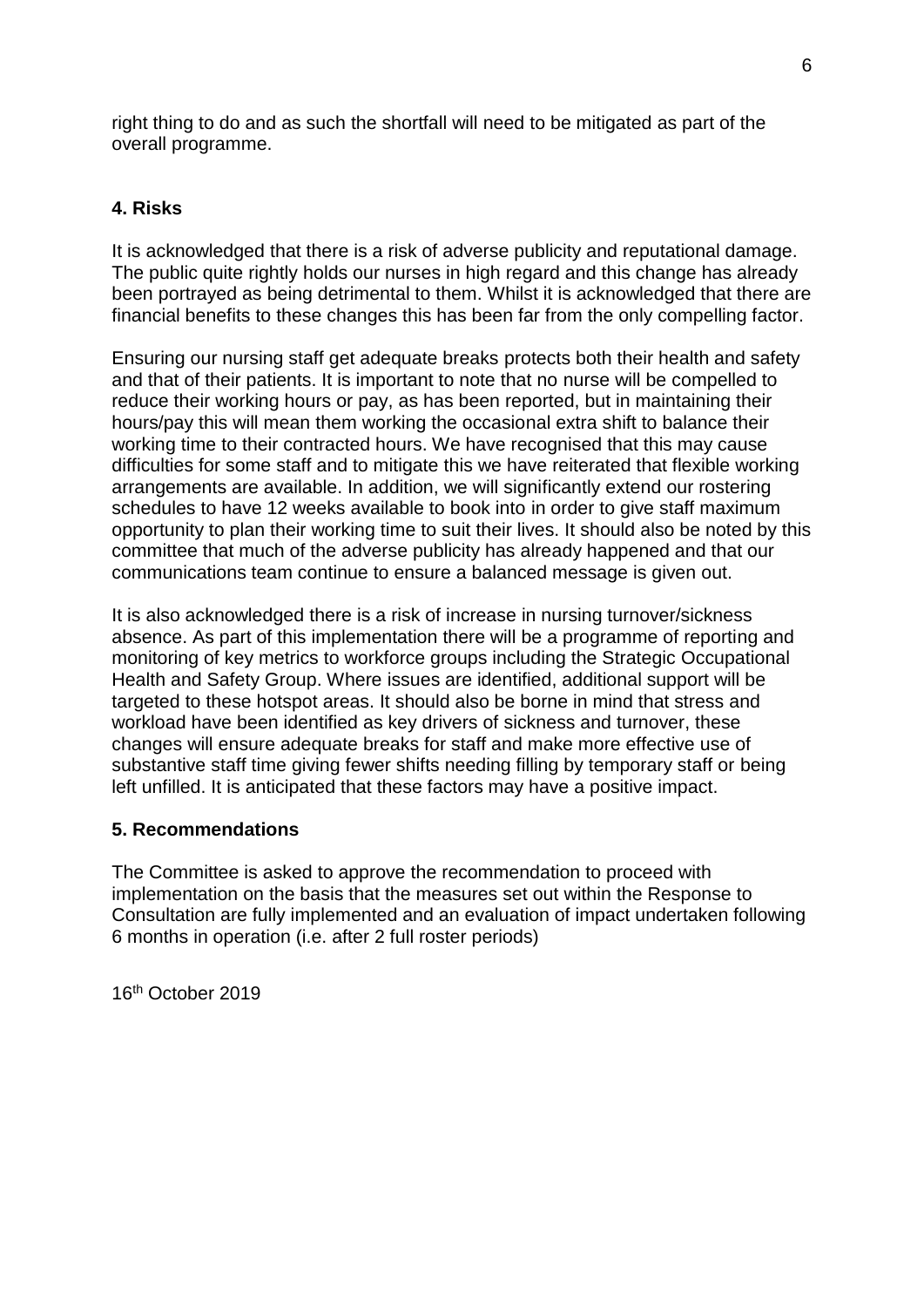right thing to do and as such the shortfall will need to be mitigated as part of the overall programme.

## 4. Risks

It is acknowledged that there is a risk of adverse publicity and reputational damage. The public quite rightly holds our nurses in high regard and this change has already been portrayed as being detrimental to them. Whilst it is acknowledged that there are financial benefits to these changes this has been far from the only compelling factor.

Ensuring our nursing staff get adequate breaks protects both their health and safety and that of their patients. It is important to note that no nurse will be compelled to reduce their working hours or pay, as has been reported, but in maintaining their hours/pay this will mean them working the occasional extra shift to balance their working time to their contracted hours. We have recognised that this may cause difficulties for some staff and to mitigate this we have reiterated that flexible working arrangements are available. In addition, we will significantly extend our rostering schedules to have 12 weeks available to book into in order to give staff maximum opportunity to plan their working time to suit their lives. It should also be noted by this committee that much of the adverse publicity has already happened and that our communications team continue to ensure a balanced message is given out.

It is also acknowledged there is a risk of increase in nursing turnover/sickness absence. As part of this implementation there will be a programme of reporting and monitoring of key metrics to workforce groups including the Strategic Occupational Health and Safety Group. Where issues are identified, additional support will be targeted to these hotspot areas. It should also be borne in mind that stress and workload have been identified as key drivers of sickness and turnover, these changes will ensure adequate breaks for staff and make more effective use of substantive staff time giving fewer shifts needing filling by temporary staff or being left unfilled. It is anticipated that these factors may have a positive impact.

## 5. Recommendations

The Committee is asked to approve the recommendation to proceed with implementation on the basis that the measures set out within the Response to Consultation are fully implemented and an evaluation of impact undertaken following 6 months in operation (i.e. after 2 full roster periods)

16th October 2019